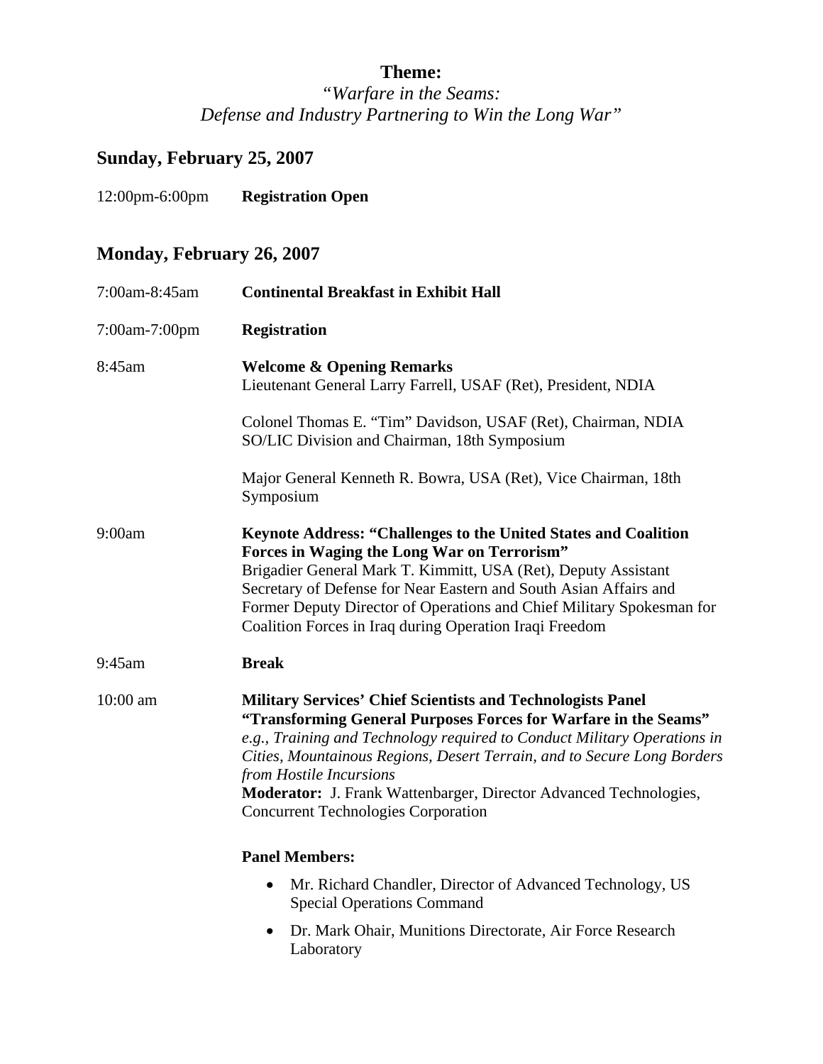**Theme:**

*"Warfare in the Seams:*
*Defense and Industry Partnering to Win the Long War"*

## Sunday, February 25, 2007

| | |
|---|---|
| 12:00pm-6:00pm | **Registration Open** |

## Monday, February 26, 2007

| | |
|---|---|
| 7:00am-8:45am | **Continental Breakfast in Exhibit Hall** |
| 7:00am-7:00pm | **Registration** |
| 8:45am | **Welcome & Opening Remarks**<br>Lieutenant General Larry Farrell, USAF (Ret), President, NDIA<br><br>Colonel Thomas E. "Tim" Davidson, USAF (Ret), Chairman, NDIA SO/LIC Division and Chairman, 18th Symposium<br><br>Major General Kenneth R. Bowra, USA (Ret), Vice Chairman, 18th Symposium |
| 9:00am | **Keynote Address: "Challenges to the United States and Coalition Forces in Waging the Long War on Terrorism"**<br>Brigadier General Mark T. Kimmitt, USA (Ret), Deputy Assistant Secretary of Defense for Near Eastern and South Asian Affairs and Former Deputy Director of Operations and Chief Military Spokesman for Coalition Forces in Iraq during Operation Iraqi Freedom |
| 9:45am | **Break** |
| 10:00 am | **Military Services' Chief Scientists and Technologists Panel "Transforming General Purposes Forces for Warfare in the Seams"**<br>*e.g., Training and Technology required to Conduct Military Operations in Cities, Mountainous Regions, Desert Terrain, and to Secure Long Borders from Hostile Incursions*<br>**Moderator:** J. Frank Wattenbarger, Director Advanced Technologies, Concurrent Technologies Corporation<br><br>**Panel Members:**<br>• Mr. Richard Chandler, Director of Advanced Technology, US Special Operations Command<br>• Dr. Mark Ohair, Munitions Directorate, Air Force Research Laboratory |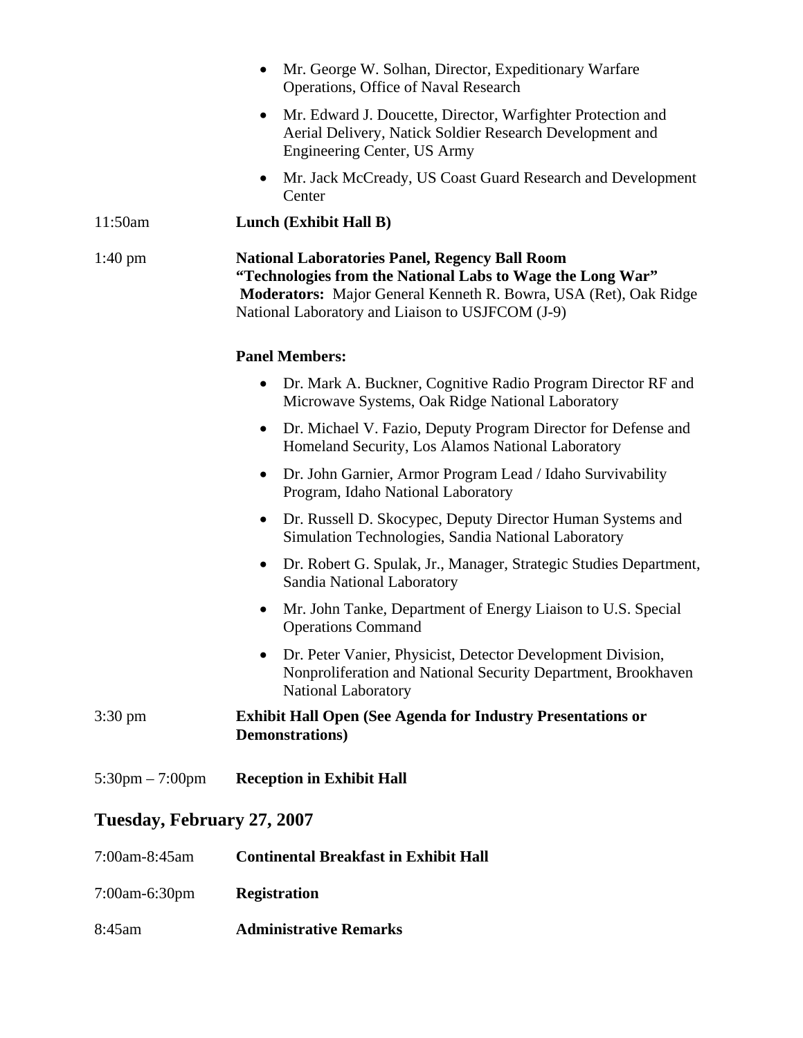- Mr. George W. Solhan, Director, Expeditionary Warfare Operations, Office of Naval Research
- Mr. Edward J. Doucette, Director, Warfighter Protection and Aerial Delivery, Natick Soldier Research Development and Engineering Center, US Army
- Mr. Jack McCready, US Coast Guard Research and Development Center

11:50am **Lunch (Exhibit Hall B)**

1:40 pm **National Laboratories Panel, Regency Ball Room**
**"Technologies from the National Labs to Wage the Long War"**
**Moderators:** Major General Kenneth R. Bowra, USA (Ret), Oak Ridge National Laboratory and Liaison to USJFCOM (J-9)

**Panel Members:**

- Dr. Mark A. Buckner, Cognitive Radio Program Director RF and Microwave Systems, Oak Ridge National Laboratory
- Dr. Michael V. Fazio, Deputy Program Director for Defense and Homeland Security, Los Alamos National Laboratory
- Dr. John Garnier, Armor Program Lead / Idaho Survivability Program, Idaho National Laboratory
- Dr. Russell D. Skocypec, Deputy Director Human Systems and Simulation Technologies, Sandia National Laboratory
- Dr. Robert G. Spulak, Jr., Manager, Strategic Studies Department, Sandia National Laboratory
- Mr. John Tanke, Department of Energy Liaison to U.S. Special Operations Command
- Dr. Peter Vanier, Physicist, Detector Development Division, Nonproliferation and National Security Department, Brookhaven National Laboratory

3:30 pm **Exhibit Hall Open (See Agenda for Industry Presentations or Demonstrations)**

5:30pm – 7:00pm **Reception in Exhibit Hall**

## Tuesday, February 27, 2007

7:00am-8:45am **Continental Breakfast in Exhibit Hall**

7:00am-6:30pm **Registration**

8:45am **Administrative Remarks**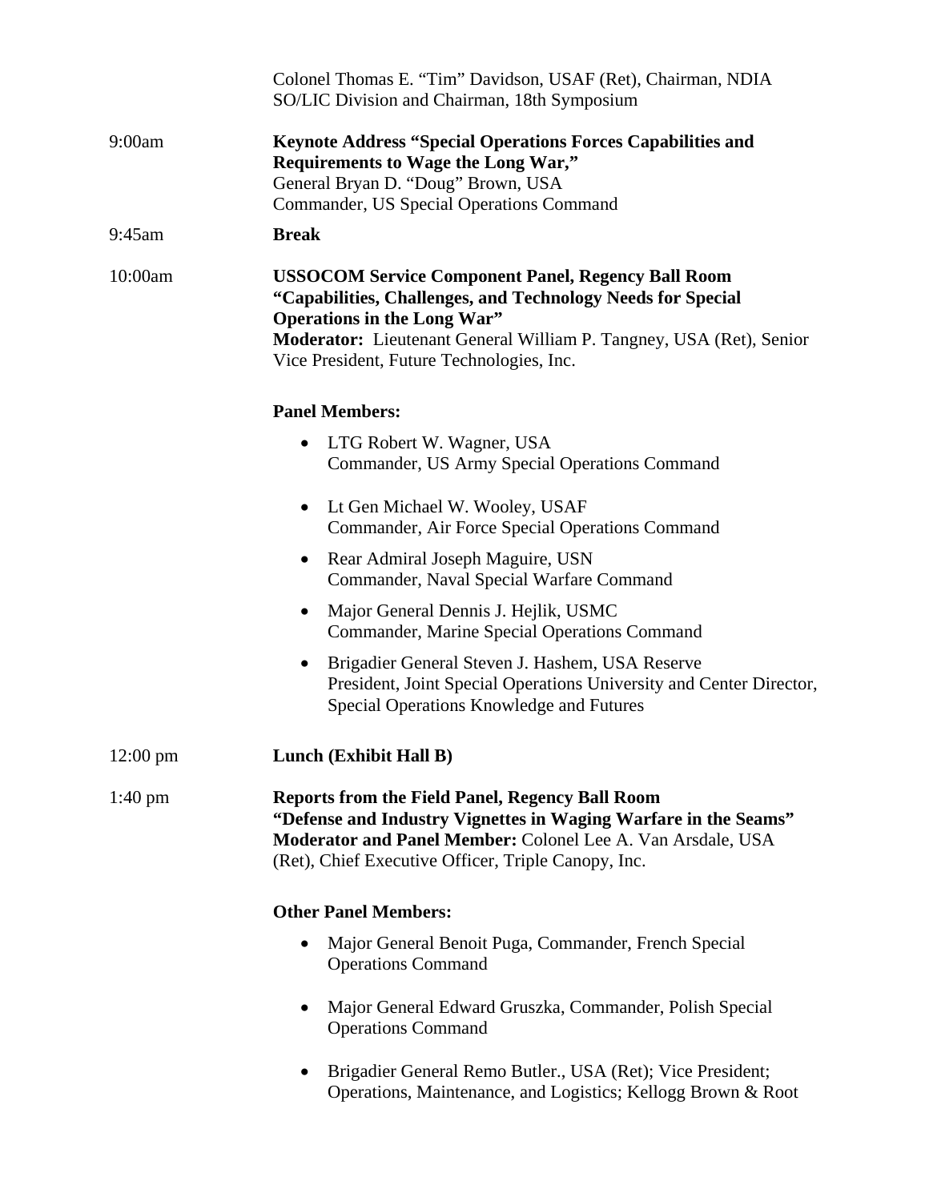Colonel Thomas E. "Tim" Davidson, USAF (Ret), Chairman, NDIA SO/LIC Division and Chairman, 18th Symposium

9:00am **Keynote Address "Special Operations Forces Capabilities and Requirements to Wage the Long War,"**
General Bryan D. "Doug" Brown, USA
Commander, US Special Operations Command

9:45am **Break**

10:00am **USSOCOM Service Component Panel, Regency Ball Room "Capabilities, Challenges, and Technology Needs for Special Operations in the Long War"**
**Moderator:** Lieutenant General William P. Tangney, USA (Ret), Senior Vice President, Future Technologies, Inc.

**Panel Members:**

- LTG Robert W. Wagner, USA
  Commander, US Army Special Operations Command
- Lt Gen Michael W. Wooley, USAF
  Commander, Air Force Special Operations Command
- Rear Admiral Joseph Maguire, USN
  Commander, Naval Special Warfare Command
- Major General Dennis J. Hejlik, USMC
  Commander, Marine Special Operations Command
- Brigadier General Steven J. Hashem, USA Reserve
  President, Joint Special Operations University and Center Director, Special Operations Knowledge and Futures

12:00 pm **Lunch (Exhibit Hall B)**

1:40 pm **Reports from the Field Panel, Regency Ball Room "Defense and Industry Vignettes in Waging Warfare in the Seams"**
**Moderator and Panel Member:** Colonel Lee A. Van Arsdale, USA (Ret), Chief Executive Officer, Triple Canopy, Inc.

**Other Panel Members:**

- Major General Benoit Puga, Commander, French Special Operations Command
- Major General Edward Gruszka, Commander, Polish Special Operations Command
- Brigadier General Remo Butler., USA (Ret); Vice President; Operations, Maintenance, and Logistics; Kellogg Brown & Root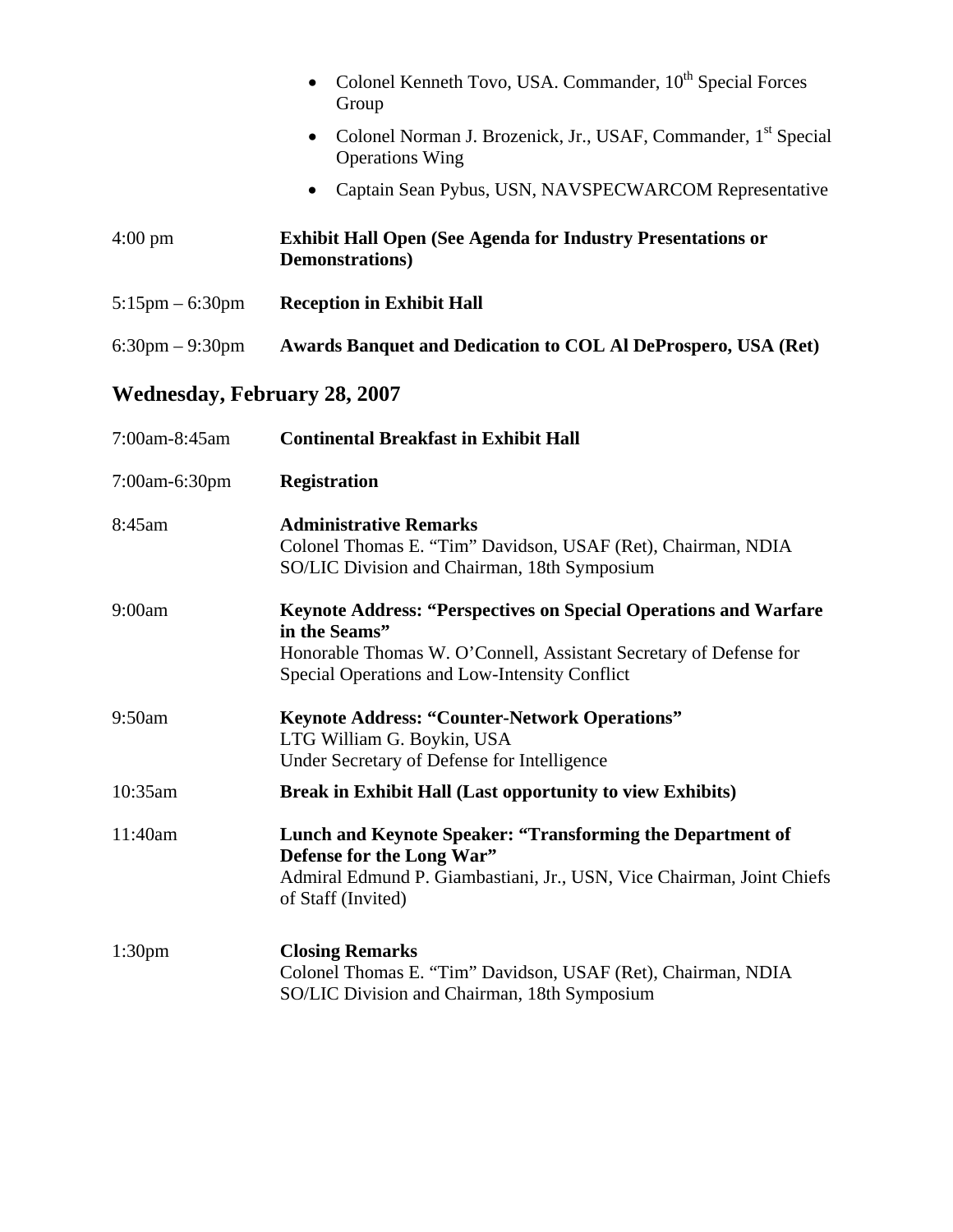- Colonel Kenneth Tovo, USA. Commander, 10th Special Forces Group
- Colonel Norman J. Brozenick, Jr., USAF, Commander, 1st Special Operations Wing
- Captain Sean Pybus, USN, NAVSPECWARCOM Representative

4:00 pm **Exhibit Hall Open (See Agenda for Industry Presentations or Demonstrations)**

5:15pm – 6:30pm **Reception in Exhibit Hall**

6:30pm – 9:30pm **Awards Banquet and Dedication to COL Al DeProspero, USA (Ret)**

## Wednesday, February 28, 2007

7:00am-8:45am **Continental Breakfast in Exhibit Hall**

7:00am-6:30pm **Registration**

8:45am **Administrative Remarks**
Colonel Thomas E. "Tim" Davidson, USAF (Ret), Chairman, NDIA SO/LIC Division and Chairman, 18th Symposium

9:00am **Keynote Address: "Perspectives on Special Operations and Warfare in the Seams"**
Honorable Thomas W. O'Connell, Assistant Secretary of Defense for Special Operations and Low-Intensity Conflict

9:50am **Keynote Address: "Counter-Network Operations"**
LTG William G. Boykin, USA
Under Secretary of Defense for Intelligence

10:35am **Break in Exhibit Hall (Last opportunity to view Exhibits)**

11:40am **Lunch and Keynote Speaker: "Transforming the Department of Defense for the Long War"**
Admiral Edmund P. Giambastiani, Jr., USN, Vice Chairman, Joint Chiefs of Staff (Invited)

1:30pm **Closing Remarks**
Colonel Thomas E. "Tim" Davidson, USAF (Ret), Chairman, NDIA SO/LIC Division and Chairman, 18th Symposium